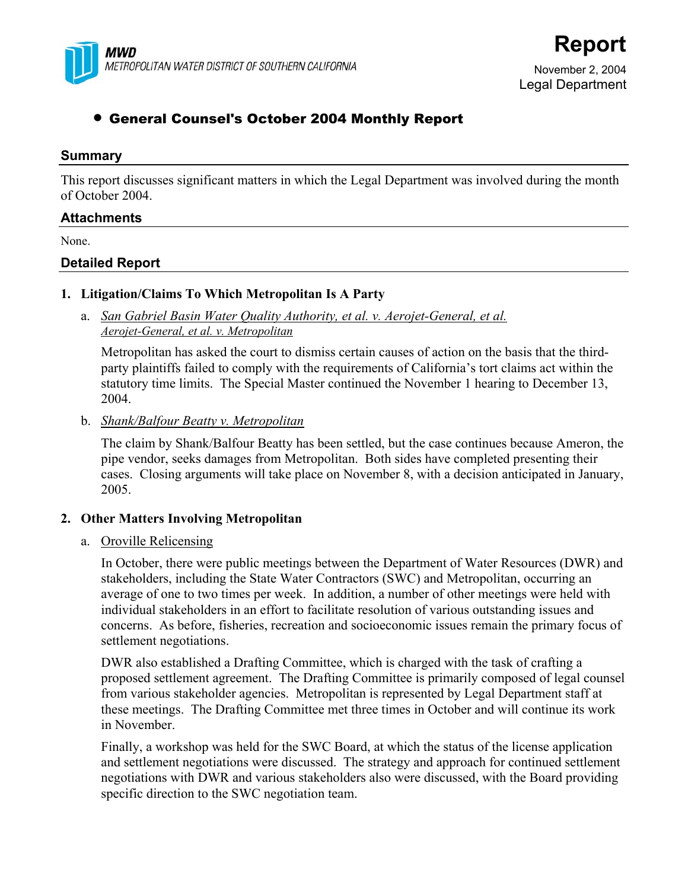MWD
METROPOLITAN WATER DISTRICT OF SOUTHERN CALIFORNIA

# Report

November 2, 2004
Legal Department

## • General Counsel's October 2004 Monthly Report

### Summary

This report discusses significant matters in which the Legal Department was involved during the month of October 2004.

### Attachments

None.

### Detailed Report

**1. Litigation/Claims To Which Metropolitan Is A Party**

a. *San Gabriel Basin Water Quality Authority, et al. v. Aerojet-General, et al.*
*Aerojet-General, et al. v. Metropolitan*

Metropolitan has asked the court to dismiss certain causes of action on the basis that the third-party plaintiffs failed to comply with the requirements of California's tort claims act within the statutory time limits. The Special Master continued the November 1 hearing to December 13, 2004.

b. *Shank/Balfour Beatty v. Metropolitan*

The claim by Shank/Balfour Beatty has been settled, but the case continues because Ameron, the pipe vendor, seeks damages from Metropolitan. Both sides have completed presenting their cases. Closing arguments will take place on November 8, with a decision anticipated in January, 2005.

**2. Other Matters Involving Metropolitan**

a. Oroville Relicensing

In October, there were public meetings between the Department of Water Resources (DWR) and stakeholders, including the State Water Contractors (SWC) and Metropolitan, occurring an average of one to two times per week. In addition, a number of other meetings were held with individual stakeholders in an effort to facilitate resolution of various outstanding issues and concerns. As before, fisheries, recreation and socioeconomic issues remain the primary focus of settlement negotiations.

DWR also established a Drafting Committee, which is charged with the task of crafting a proposed settlement agreement. The Drafting Committee is primarily composed of legal counsel from various stakeholder agencies. Metropolitan is represented by Legal Department staff at these meetings. The Drafting Committee met three times in October and will continue its work in November.

Finally, a workshop was held for the SWC Board, at which the status of the license application and settlement negotiations were discussed. The strategy and approach for continued settlement negotiations with DWR and various stakeholders also were discussed, with the Board providing specific direction to the SWC negotiation team.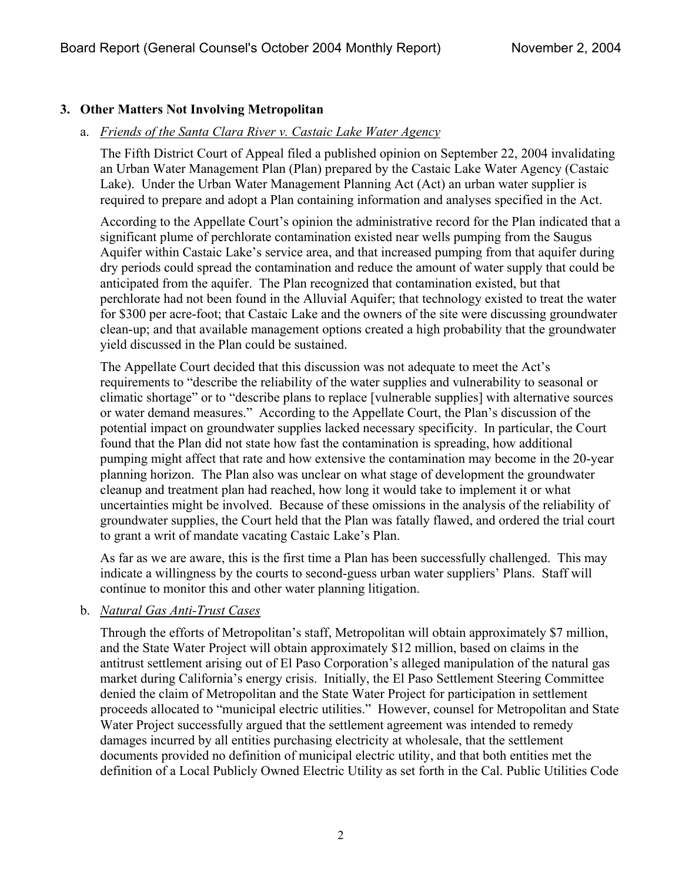### 3. Other Matters Not Involving Metropolitan

a. *Friends of the Santa Clara River v. Castaic Lake Water Agency*

The Fifth District Court of Appeal filed a published opinion on September 22, 2004 invalidating an Urban Water Management Plan (Plan) prepared by the Castaic Lake Water Agency (Castaic Lake). Under the Urban Water Management Planning Act (Act) an urban water supplier is required to prepare and adopt a Plan containing information and analyses specified in the Act.

According to the Appellate Court's opinion the administrative record for the Plan indicated that a significant plume of perchlorate contamination existed near wells pumping from the Saugus Aquifer within Castaic Lake's service area, and that increased pumping from that aquifer during dry periods could spread the contamination and reduce the amount of water supply that could be anticipated from the aquifer. The Plan recognized that contamination existed, but that perchlorate had not been found in the Alluvial Aquifer; that technology existed to treat the water for $300 per acre-foot; that Castaic Lake and the owners of the site were discussing groundwater clean-up; and that available management options created a high probability that the groundwater yield discussed in the Plan could be sustained.

The Appellate Court decided that this discussion was not adequate to meet the Act's requirements to "describe the reliability of the water supplies and vulnerability to seasonal or climatic shortage" or to "describe plans to replace [vulnerable supplies] with alternative sources or water demand measures." According to the Appellate Court, the Plan's discussion of the potential impact on groundwater supplies lacked necessary specificity. In particular, the Court found that the Plan did not state how fast the contamination is spreading, how additional pumping might affect that rate and how extensive the contamination may become in the 20-year planning horizon. The Plan also was unclear on what stage of development the groundwater cleanup and treatment plan had reached, how long it would take to implement it or what uncertainties might be involved. Because of these omissions in the analysis of the reliability of groundwater supplies, the Court held that the Plan was fatally flawed, and ordered the trial court to grant a writ of mandate vacating Castaic Lake's Plan.

As far as we are aware, this is the first time a Plan has been successfully challenged. This may indicate a willingness by the courts to second-guess urban water suppliers' Plans. Staff will continue to monitor this and other water planning litigation.

b. *Natural Gas Anti-Trust Cases*

Through the efforts of Metropolitan's staff, Metropolitan will obtain approximately $7 million, and the State Water Project will obtain approximately $12 million, based on claims in the antitrust settlement arising out of El Paso Corporation's alleged manipulation of the natural gas market during California's energy crisis. Initially, the El Paso Settlement Steering Committee denied the claim of Metropolitan and the State Water Project for participation in settlement proceeds allocated to "municipal electric utilities." However, counsel for Metropolitan and State Water Project successfully argued that the settlement agreement was intended to remedy damages incurred by all entities purchasing electricity at wholesale, that the settlement documents provided no definition of municipal electric utility, and that both entities met the definition of a Local Publicly Owned Electric Utility as set forth in the Cal. Public Utilities Code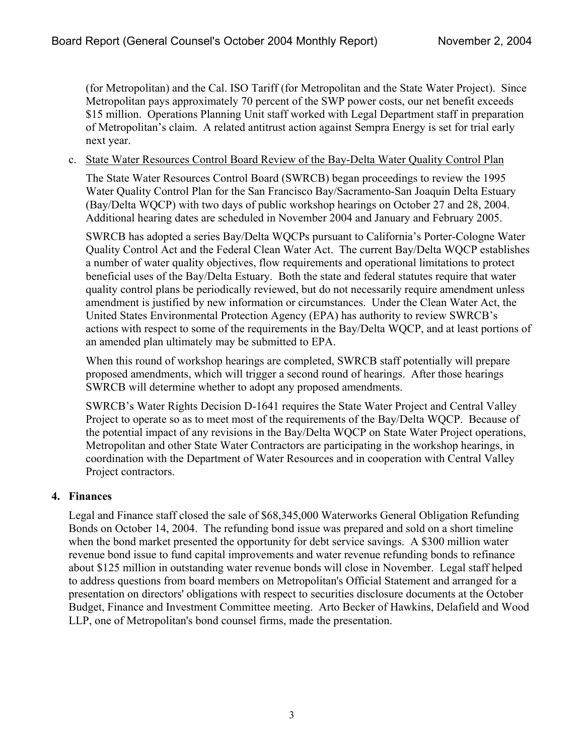(for Metropolitan) and the Cal. ISO Tariff (for Metropolitan and the State Water Project). Since Metropolitan pays approximately 70 percent of the SWP power costs, our net benefit exceeds \$15 million. Operations Planning Unit staff worked with Legal Department staff in preparation of Metropolitan's claim. A related antitrust action against Sempra Energy is set for trial early next year.

c. State Water Resources Control Board Review of the Bay-Delta Water Quality Control Plan

The State Water Resources Control Board (SWRCB) began proceedings to review the 1995 Water Quality Control Plan for the San Francisco Bay/Sacramento-San Joaquin Delta Estuary (Bay/Delta WQCP) with two days of public workshop hearings on October 27 and 28, 2004. Additional hearing dates are scheduled in November 2004 and January and February 2005.

SWRCB has adopted a series Bay/Delta WQCPs pursuant to California's Porter-Cologne Water Quality Control Act and the Federal Clean Water Act. The current Bay/Delta WQCP establishes a number of water quality objectives, flow requirements and operational limitations to protect beneficial uses of the Bay/Delta Estuary. Both the state and federal statutes require that water quality control plans be periodically reviewed, but do not necessarily require amendment unless amendment is justified by new information or circumstances. Under the Clean Water Act, the United States Environmental Protection Agency (EPA) has authority to review SWRCB's actions with respect to some of the requirements in the Bay/Delta WQCP, and at least portions of an amended plan ultimately may be submitted to EPA.

When this round of workshop hearings are completed, SWRCB staff potentially will prepare proposed amendments, which will trigger a second round of hearings. After those hearings SWRCB will determine whether to adopt any proposed amendments.

SWRCB's Water Rights Decision D-1641 requires the State Water Project and Central Valley Project to operate so as to meet most of the requirements of the Bay/Delta WQCP. Because of the potential impact of any revisions in the Bay/Delta WQCP on State Water Project operations, Metropolitan and other State Water Contractors are participating in the workshop hearings, in coordination with the Department of Water Resources and in cooperation with Central Valley Project contractors.

**4. Finances**

Legal and Finance staff closed the sale of \$68,345,000 Waterworks General Obligation Refunding Bonds on October 14, 2004. The refunding bond issue was prepared and sold on a short timeline when the bond market presented the opportunity for debt service savings. A \$300 million water revenue bond issue to fund capital improvements and water revenue refunding bonds to refinance about \$125 million in outstanding water revenue bonds will close in November. Legal staff helped to address questions from board members on Metropolitan's Official Statement and arranged for a presentation on directors' obligations with respect to securities disclosure documents at the October Budget, Finance and Investment Committee meeting. Arto Becker of Hawkins, Delafield and Wood LLP, one of Metropolitan's bond counsel firms, made the presentation.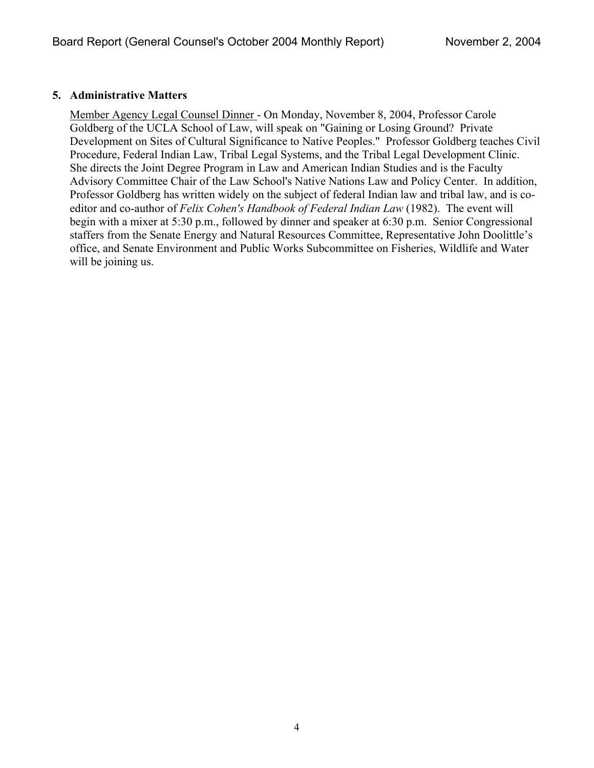**5. Administrative Matters**

Member Agency Legal Counsel Dinner - On Monday, November 8, 2004, Professor Carole Goldberg of the UCLA School of Law, will speak on "Gaining or Losing Ground? Private Development on Sites of Cultural Significance to Native Peoples." Professor Goldberg teaches Civil Procedure, Federal Indian Law, Tribal Legal Systems, and the Tribal Legal Development Clinic. She directs the Joint Degree Program in Law and American Indian Studies and is the Faculty Advisory Committee Chair of the Law School's Native Nations Law and Policy Center. In addition, Professor Goldberg has written widely on the subject of federal Indian law and tribal law, and is co-editor and co-author of *Felix Cohen's Handbook of Federal Indian Law* (1982). The event will begin with a mixer at 5:30 p.m., followed by dinner and speaker at 6:30 p.m. Senior Congressional staffers from the Senate Energy and Natural Resources Committee, Representative John Doolittle's office, and Senate Environment and Public Works Subcommittee on Fisheries, Wildlife and Water will be joining us.